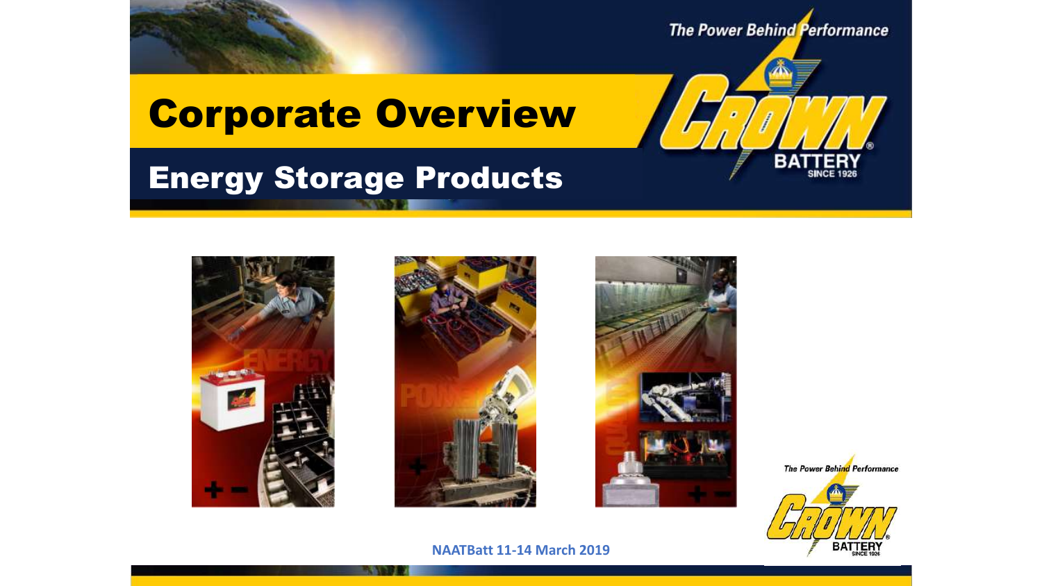# Corporate Overview

## Energy Storage Products

NAATBatt 11-14 March 2019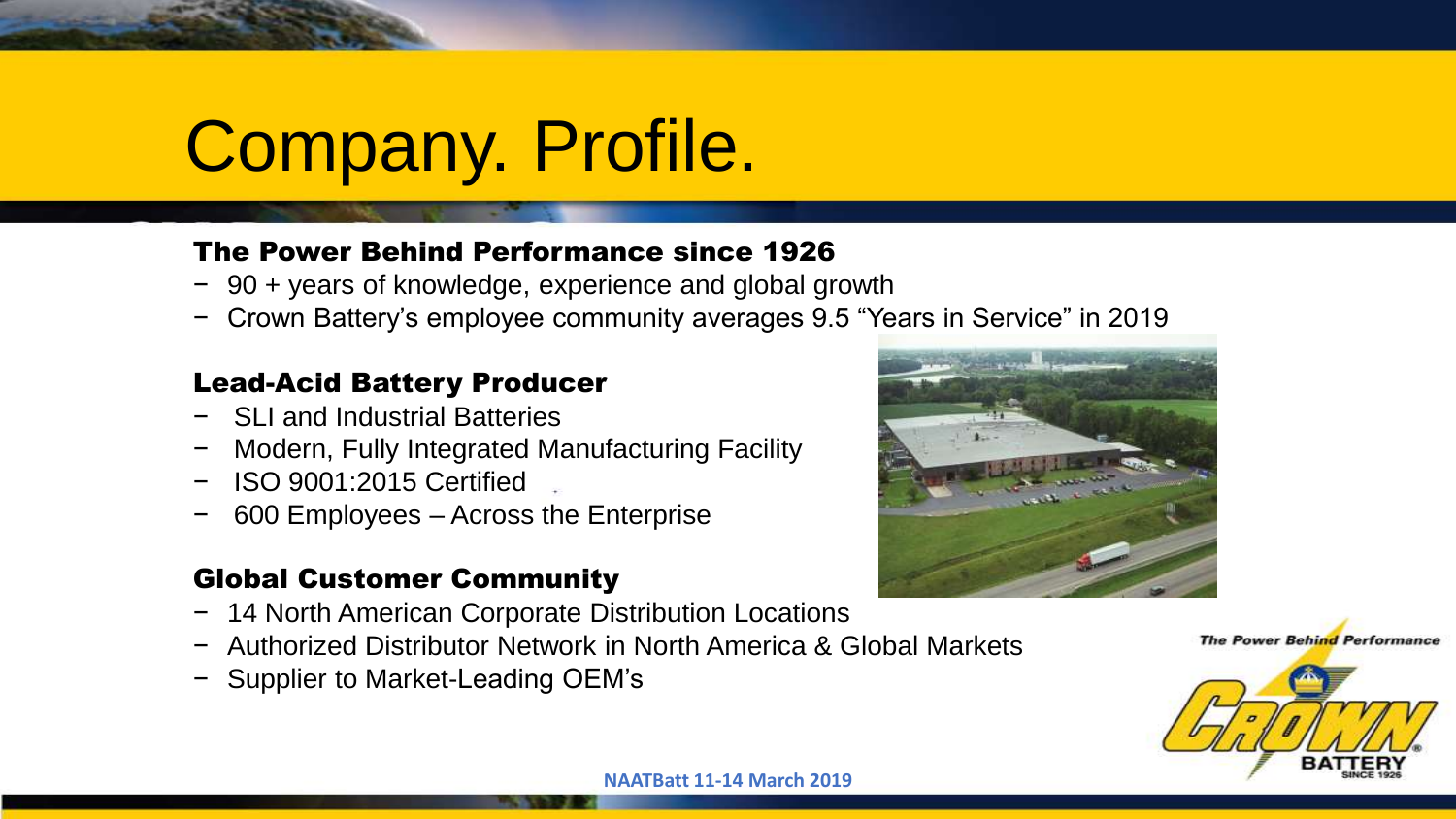# Company. Profile.

### The Power Behind Performance since 1926

- 90 + years of knowledge, experience and global growth
- Crown Battery's employee community averages 9.5 "Years in Service" in 2019

### Lead-Acid Battery Producer

- SLI and Industrial Batteries
- Modern, Fully Integrated Manufacturing Facility
- ISO 9001:2015 Certified
- 600 Employees – Across the Enterprise

### Global Customer Community

- 14 North American Corporate Distribution Locations
- Authorized Distributor Network in North America & Global Markets
- Supplier to Market-Leading OEM's

*The Power Behind Performance*

CROWN BATTERY SINCE 1926

NAATBatt 11-14 March 2019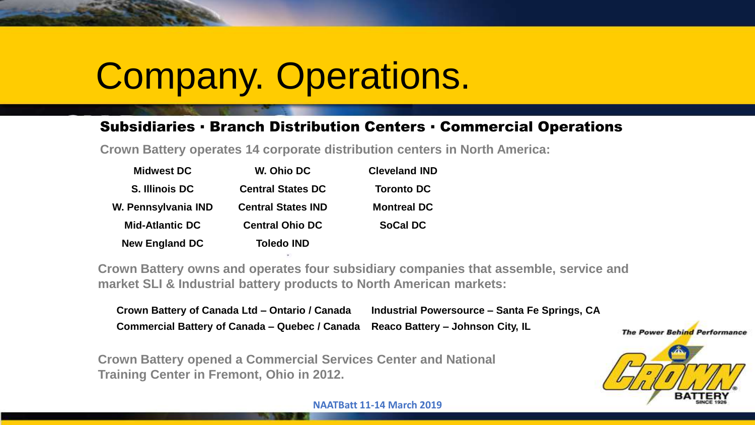# Company. Operations.

## Subsidiaries · Branch Distribution Centers · Commercial Operations

**Crown Battery operates 14 corporate distribution centers in North America:**

| | | |
|---|---|---|
| Midwest DC | W. Ohio DC | Cleveland IND |
| S. Illinois DC | Central States DC | Toronto DC |
| W. Pennsylvania IND | Central States IND | Montreal DC |
| Mid-Atlantic DC | Central Ohio DC | SoCal DC |
| New England DC | Toledo IND | |

**Crown Battery owns and operates four subsidiary companies that assemble, service and market SLI & Industrial battery products to North American markets:**

- **Crown Battery of Canada Ltd – Ontario / Canada**
- **Commercial Battery of Canada – Quebec / Canada**
- **Industrial Powersource – Santa Fe Springs, CA**
- **Reaco Battery – Johnson City, IL**

**Crown Battery opened a Commercial Services Center and National Training Center in Fremont, Ohio in 2012.**

*The Power Behind Performance*

CROWN BATTERY SINCE 1926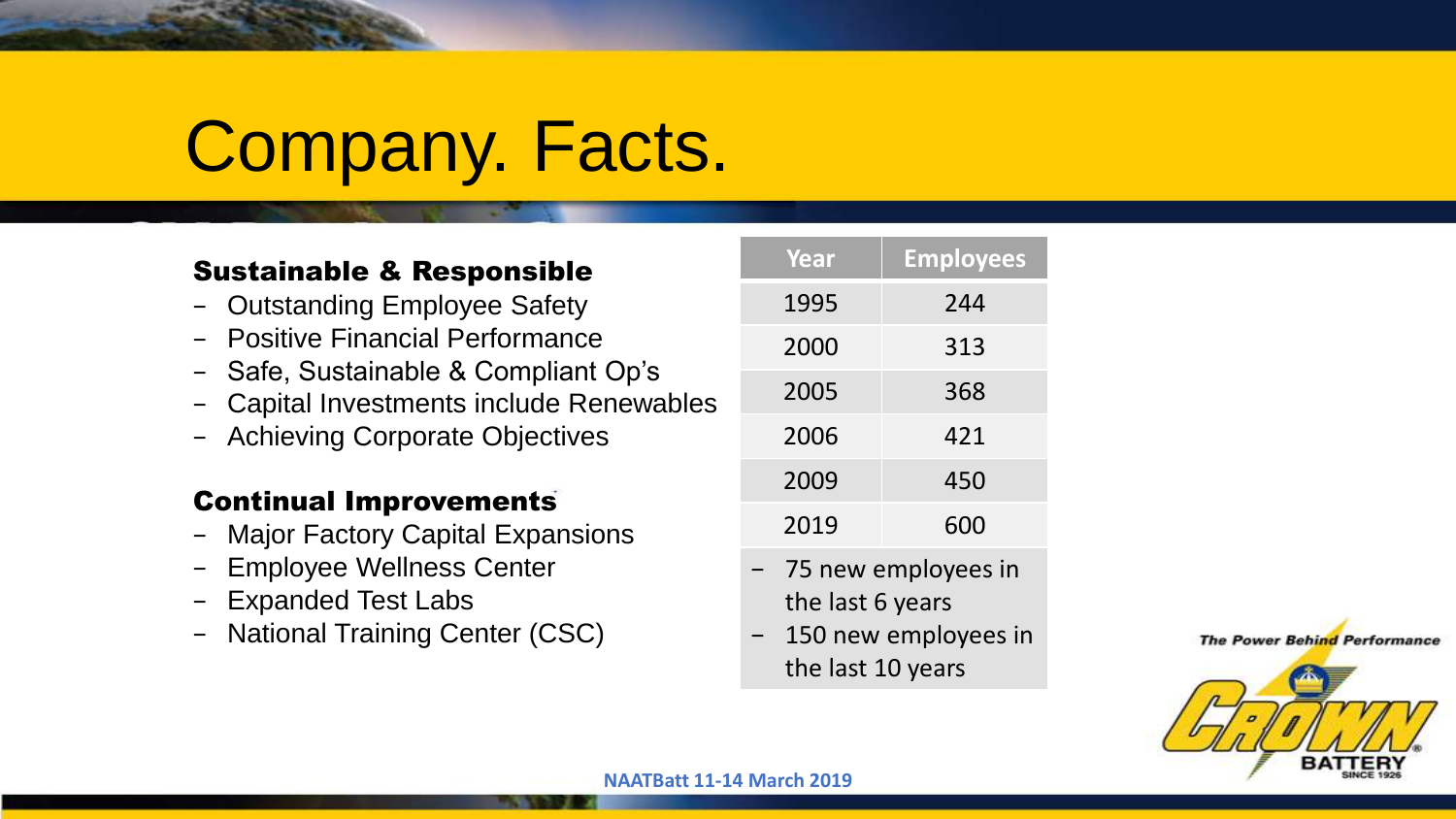# Company. Facts.

### Sustainable & Responsible

- Outstanding Employee Safety
- Positive Financial Performance
- Safe, Sustainable & Compliant Op's
- Capital Investments include Renewables
- Achieving Corporate Objectives

### Continual Improvements

- Major Factory Capital Expansions
- Employee Wellness Center
- Expanded Test Labs
- National Training Center (CSC)

| Year | Employees |
| --- | --- |
| 1995 | 244 |
| 2000 | 313 |
| 2005 | 368 |
| 2006 | 421 |
| 2009 | 450 |
| 2019 | 600 |

- 75 new employees in the last 6 years
- 150 new employees in the last 10 years

*The Power Behind Performance*

CROWN BATTERY SINCE 1926

NAATBatt 11-14 March 2019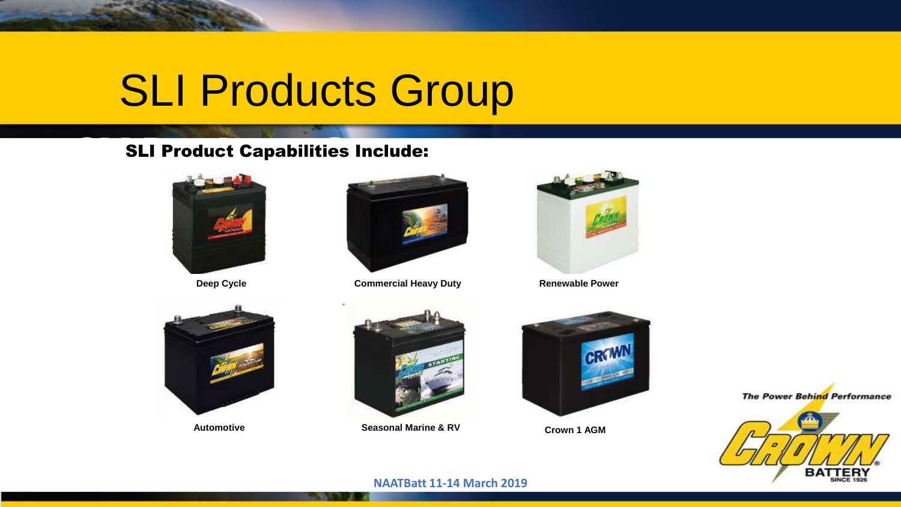# SLI Products Group

## SLI Product Capabilities Include:

Deep Cycle

Commercial Heavy Duty

Renewable Power

Automotive

Seasonal Marine & RV

Crown 1 AGM

*The Power Behind Performance*

CROWN BATTERY SINCE 1926

NAATBatt 11-14 March 2019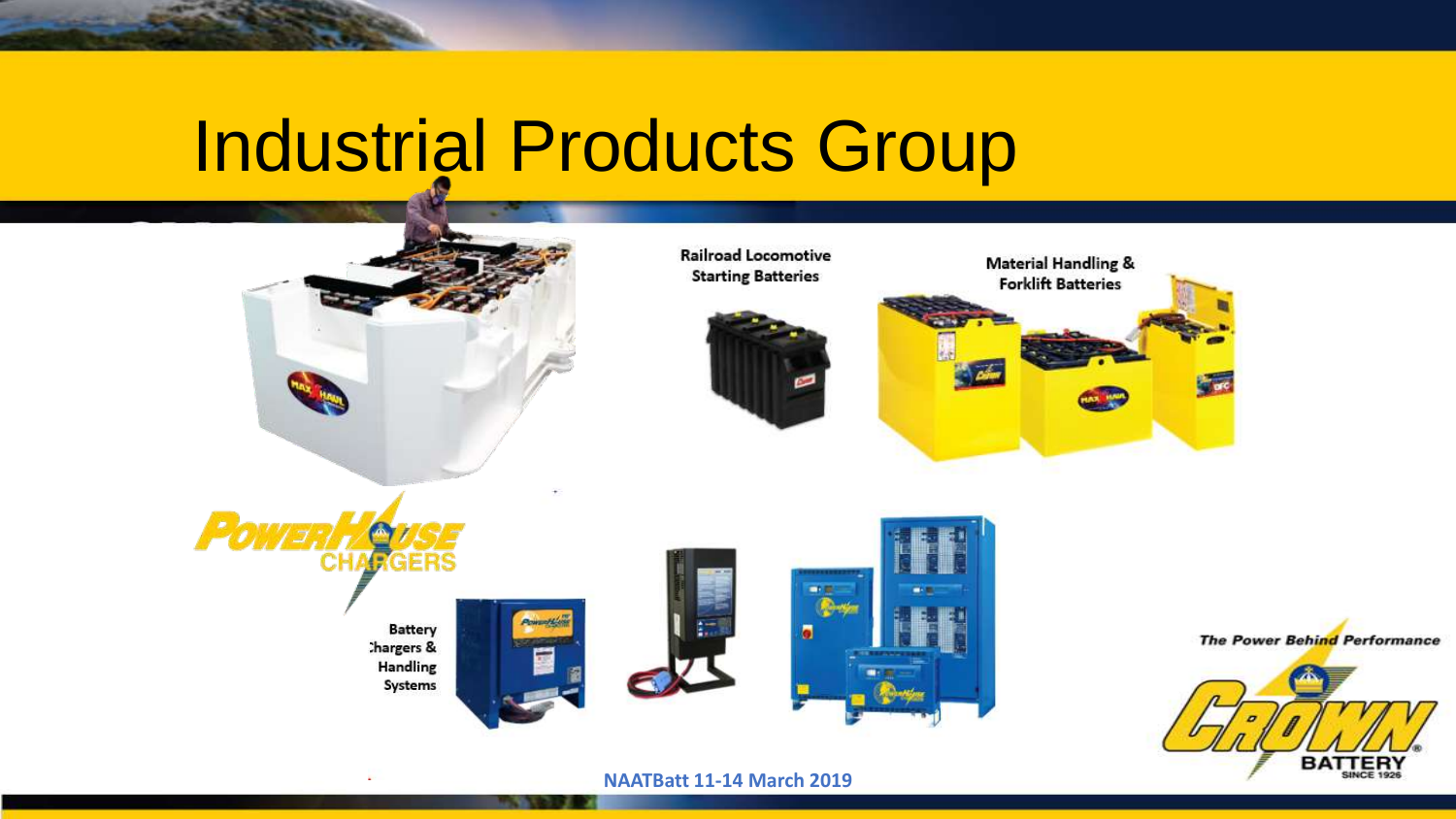# Industrial Products Group

Railroad Locomotive Starting Batteries

Material Handling & Forklift Batteries

POWERHOUSE CHARGERS

Battery Chargers & Handling Systems

*The Power Behind Performance*

CROWN BATTERY SINCE 1926

NAATBatt 11-14 March 2019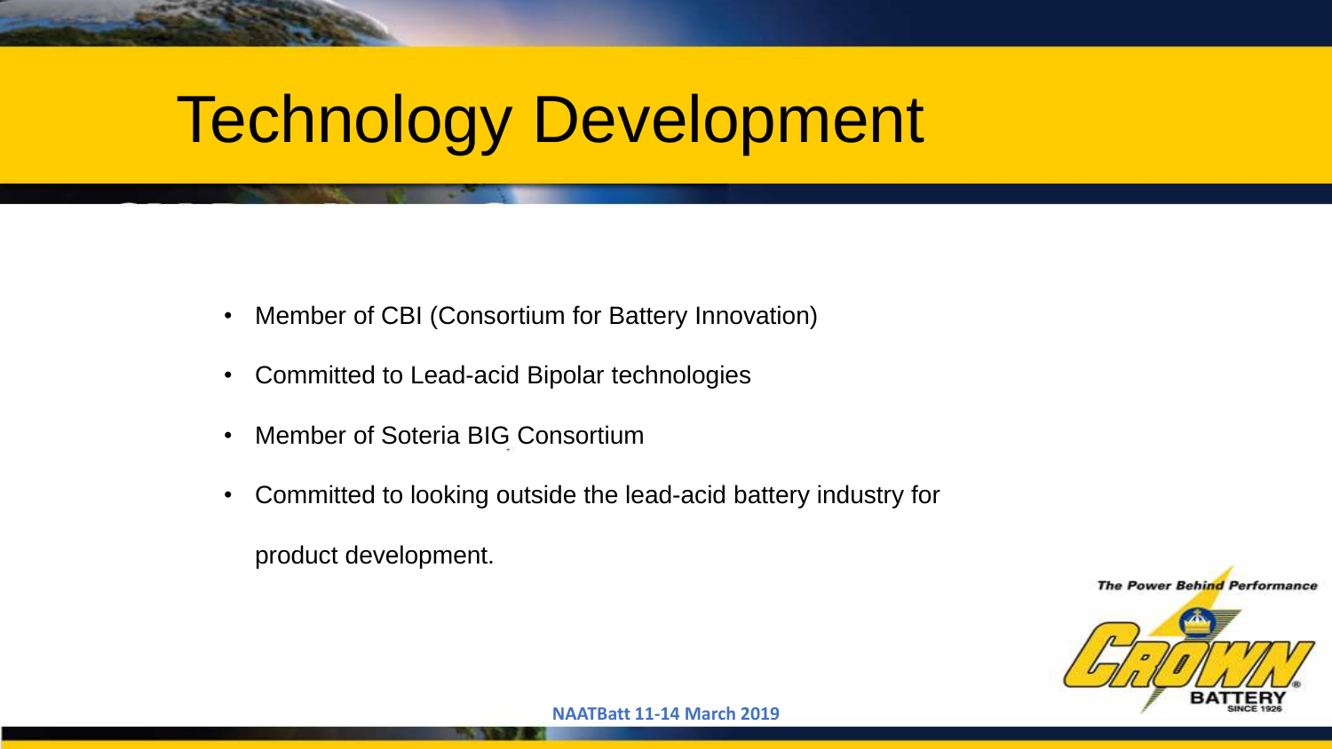# Technology Development

- Member of CBI (Consortium for Battery Innovation)
- Committed to Lead-acid Bipolar technologies
- Member of Soteria BIG Consortium
- Committed to looking outside the lead-acid battery industry for product development.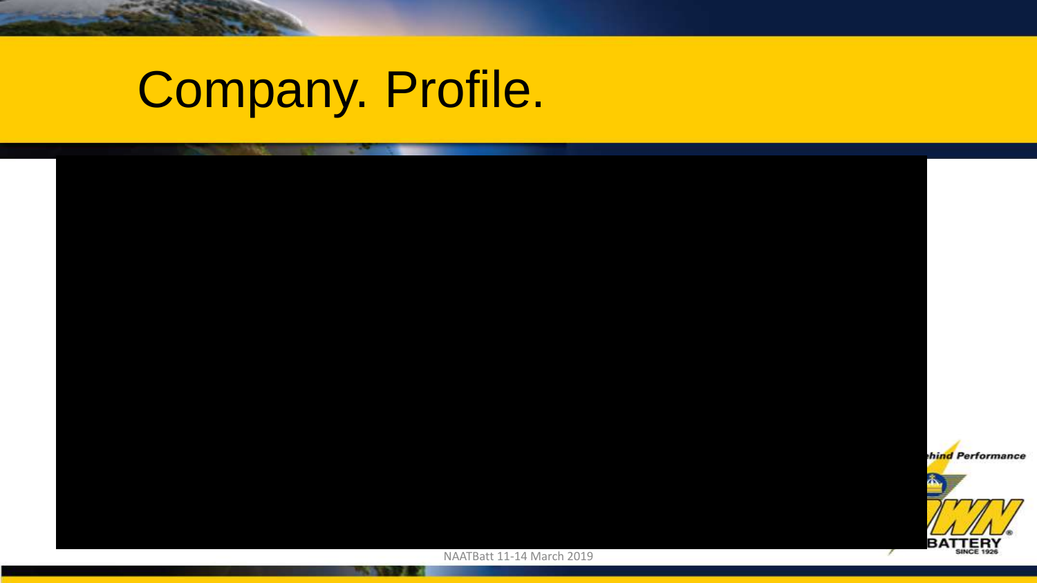# Company. Profile.